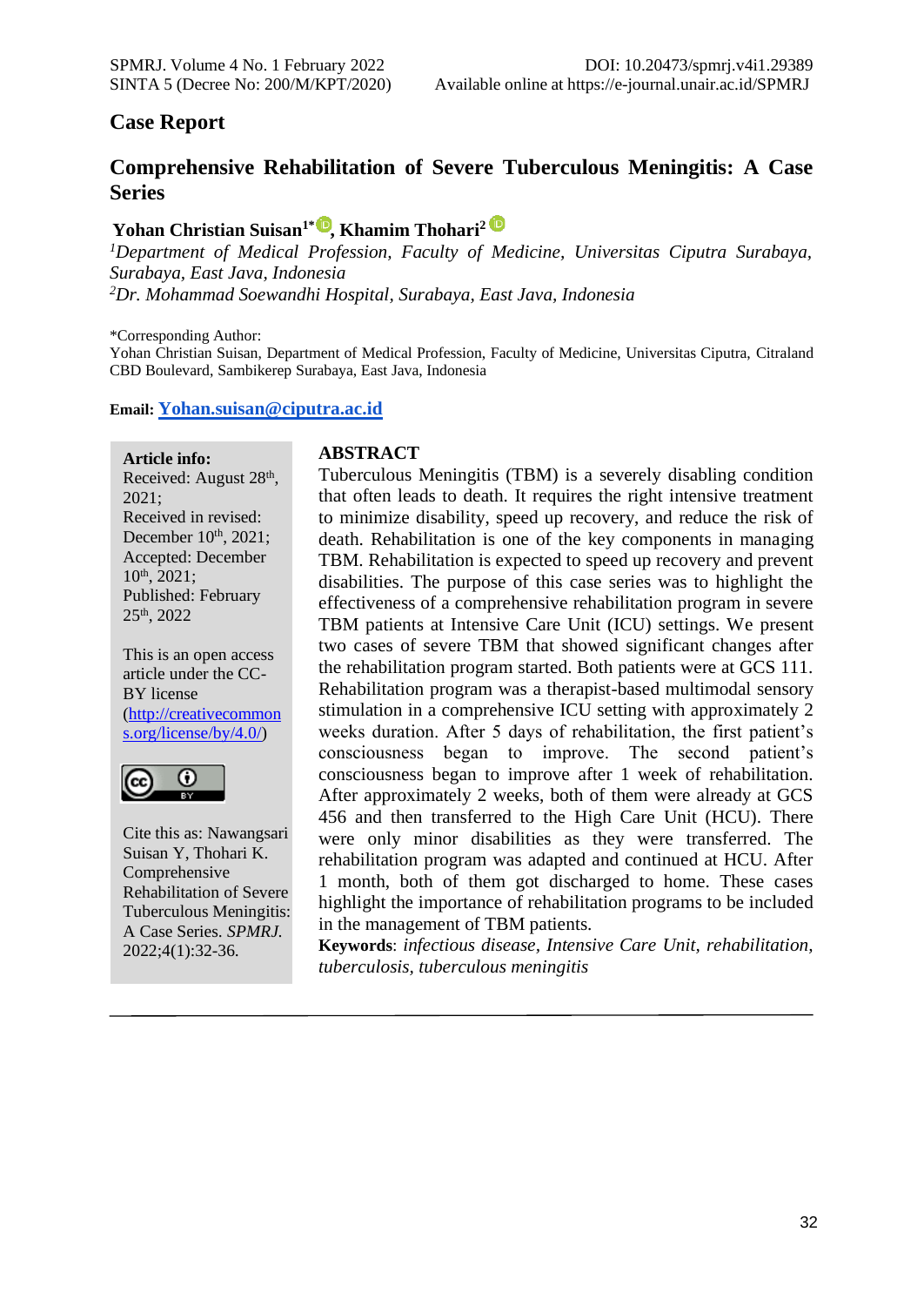## Case Report

# Comprehensive Rehabilitation of Severe Tuberculous Meningitis: A Case Series

**Yohan Christian Suisan[1*], Khamim Thohari[2]**

[1]*Department of Medical Profession, Faculty of Medicine, Universitas Ciputra Surabaya, Surabaya, East Java, Indonesia*
[2]*Dr. Mohammad Soewandhi Hospital, Surabaya, East Java, Indonesia*

*Corresponding Author:
Yohan Christian Suisan, Department of Medical Profession, Faculty of Medicine, Universitas Ciputra, Citraland CBD Boulevard, Sambikerep Surabaya, East Java, Indonesia

**Email:** Yohan.suisan@ciputra.ac.id

**Article info:**
Received: August 28th, 2021;
Received in revised: December 10th, 2021;
Accepted: December 10th, 2021;
Published: February 25th, 2022

This is an open access article under the CC-BY license (http://creativecommons.org/license/by/4.0/)

Cite this as: Nawangsari Suisan Y, Thohari K. Comprehensive Rehabilitation of Severe Tuberculous Meningitis: A Case Series. *SPMRJ.* 2022;4(1):32-36.

## ABSTRACT

Tuberculous Meningitis (TBM) is a severely disabling condition that often leads to death. It requires the right intensive treatment to minimize disability, speed up recovery, and reduce the risk of death. Rehabilitation is one of the key components in managing TBM. Rehabilitation is expected to speed up recovery and prevent disabilities. The purpose of this case series was to highlight the effectiveness of a comprehensive rehabilitation program in severe TBM patients at Intensive Care Unit (ICU) settings. We present two cases of severe TBM that showed significant changes after the rehabilitation program started. Both patients were at GCS 111. Rehabilitation program was a therapist-based multimodal sensory stimulation in a comprehensive ICU setting with approximately 2 weeks duration. After 5 days of rehabilitation, the first patient's consciousness began to improve. The second patient's consciousness began to improve after 1 week of rehabilitation. After approximately 2 weeks, both of them were already at GCS 456 and then transferred to the High Care Unit (HCU). There were only minor disabilities as they were transferred. The rehabilitation program was adapted and continued at HCU. After 1 month, both of them got discharged to home. These cases highlight the importance of rehabilitation programs to be included in the management of TBM patients.

**Keywords**: *infectious disease, Intensive Care Unit, rehabilitation, tuberculosis, tuberculous meningitis*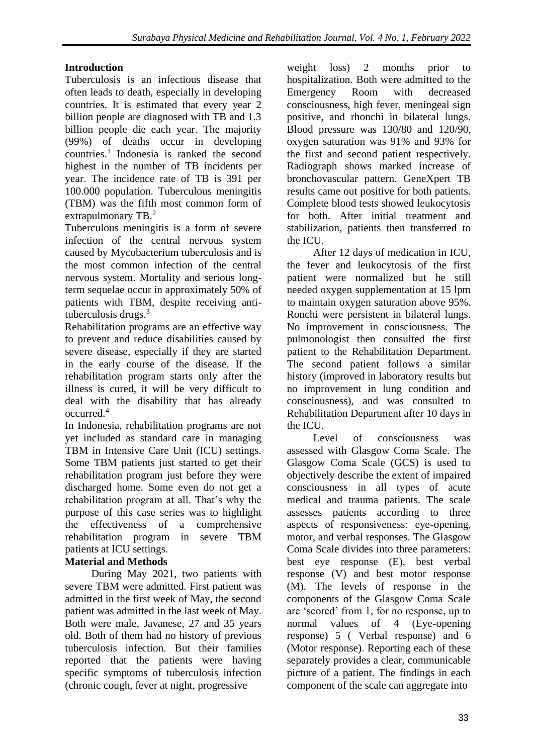## Introduction

Tuberculosis is an infectious disease that often leads to death, especially in developing countries. It is estimated that every year 2 billion people are diagnosed with TB and 1.3 billion people die each year. The majority (99%) of deaths occur in developing countries.[1] Indonesia is ranked the second highest in the number of TB incidents per year. The incidence rate of TB is 391 per 100.000 population. Tuberculous meningitis (TBM) was the fifth most common form of extrapulmonary TB.[2]

Tuberculous meningitis is a form of severe infection of the central nervous system caused by Mycobacterium tuberculosis and is the most common infection of the central nervous system. Mortality and serious long-term sequelae occur in approximately 50% of patients with TBM, despite receiving anti-tuberculosis drugs.[3]

Rehabilitation programs are an effective way to prevent and reduce disabilities caused by severe disease, especially if they are started in the early course of the disease. If the rehabilitation program starts only after the illness is cured, it will be very difficult to deal with the disability that has already occurred.[4]

In Indonesia, rehabilitation programs are not yet included as standard care in managing TBM in Intensive Care Unit (ICU) settings. Some TBM patients just started to get their rehabilitation program just before they were discharged home. Some even do not get a rehabilitation program at all. That's why the purpose of this case series was to highlight the effectiveness of a comprehensive rehabilitation program in severe TBM patients at ICU settings.

## Material and Methods

During May 2021, two patients with severe TBM were admitted. First patient was admitted in the first week of May, the second patient was admitted in the last week of May. Both were male, Javanese, 27 and 35 years old. Both of them had no history of previous tuberculosis infection. But their families reported that the patients were having specific symptoms of tuberculosis infection (chronic cough, fever at night, progressive weight loss) 2 months prior to hospitalization. Both were admitted to the Emergency Room with decreased consciousness, high fever, meningeal sign positive, and rhonchi in bilateral lungs. Blood pressure was 130/80 and 120/90, oxygen saturation was 91% and 93% for the first and second patient respectively. Radiograph shows marked increase of bronchovascular pattern. GeneXpert TB results came out positive for both patients. Complete blood tests showed leukocytosis for both. After initial treatment and stabilization, patients then transferred to the ICU.

After 12 days of medication in ICU, the fever and leukocytosis of the first patient were normalized but he still needed oxygen supplementation at 15 lpm to maintain oxygen saturation above 95%. Ronchi were persistent in bilateral lungs. No improvement in consciousness. The pulmonologist then consulted the first patient to the Rehabilitation Department. The second patient follows a similar history (improved in laboratory results but no improvement in lung condition and consciousness), and was consulted to Rehabilitation Department after 10 days in the ICU.

Level of consciousness was assessed with Glasgow Coma Scale. The Glasgow Coma Scale (GCS) is used to objectively describe the extent of impaired consciousness in all types of acute medical and trauma patients. The scale assesses patients according to three aspects of responsiveness: eye-opening, motor, and verbal responses. The Glasgow Coma Scale divides into three parameters: best eye response (E), best verbal response (V) and best motor response (M). The levels of response in the components of the Glasgow Coma Scale are 'scored' from 1, for no response, up to normal values of 4 (Eye-opening response) 5 ( Verbal response) and 6 (Motor response). Reporting each of these separately provides a clear, communicable picture of a patient. The findings in each component of the scale can aggregate into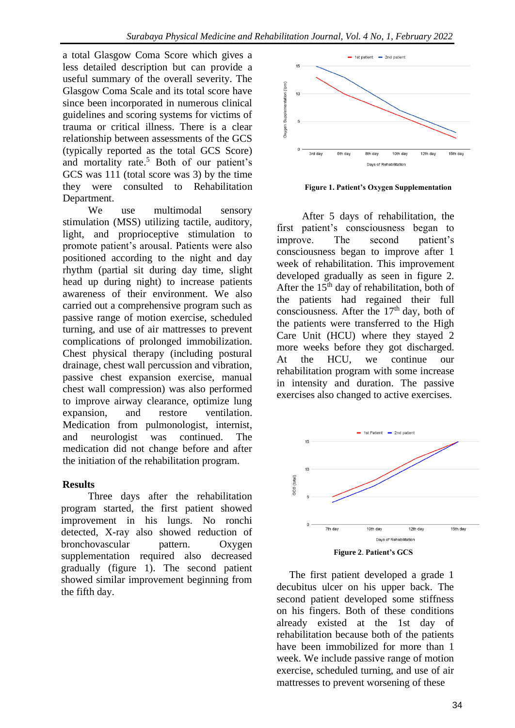a total Glasgow Coma Score which gives a less detailed description but can provide a useful summary of the overall severity. The Glasgow Coma Scale and its total score have since been incorporated in numerous clinical guidelines and scoring systems for victims of trauma or critical illness. There is a clear relationship between assessments of the GCS (typically reported as the total GCS Score) and mortality rate.[5] Both of our patient's GCS was 111 (total score was 3) by the time they were consulted to Rehabilitation Department.

We use multimodal sensory stimulation (MSS) utilizing tactile, auditory, light, and proprioceptive stimulation to promote patient's arousal. Patients were also positioned according to the night and day rhythm (partial sit during day time, slight head up during night) to increase patients awareness of their environment. We also carried out a comprehensive program such as passive range of motion exercise, scheduled turning, and use of air mattresses to prevent complications of prolonged immobilization. Chest physical therapy (including postural drainage, chest wall percussion and vibration, passive chest expansion exercise, manual chest wall compression) was also performed to improve airway clearance, optimize lung expansion, and restore ventilation. Medication from pulmonologist, internist, and neurologist was continued. The medication did not change before and after the initiation of the rehabilitation program.

## Results

Three days after the rehabilitation program started, the first patient showed improvement in his lungs. No ronchi detected, X-ray also showed reduction of bronchovascular pattern. Oxygen supplementation required also decreased gradually (figure 1). The second patient showed similar improvement beginning from the fifth day.

**Figure 1. Patient's Oxygen Supplementation**

After 5 days of rehabilitation, the first patient's consciousness began to improve. The second patient's consciousness began to improve after 1 week of rehabilitation. This improvement developed gradually as seen in figure 2. After the 15th day of rehabilitation, both of the patients had regained their full consciousness. After the 17th day, both of the patients were transferred to the High Care Unit (HCU) where they stayed 2 more weeks before they got discharged. At the HCU, we continue our rehabilitation program with some increase in intensity and duration. The passive exercises also changed to active exercises.

**Figure 2. Patient's GCS**

The first patient developed a grade 1 decubitus ulcer on his upper back. The second patient developed some stiffness on his fingers. Both of these conditions already existed at the 1st day of rehabilitation because both of the patients have been immobilized for more than 1 week. We include passive range of motion exercise, scheduled turning, and use of air mattresses to prevent worsening of these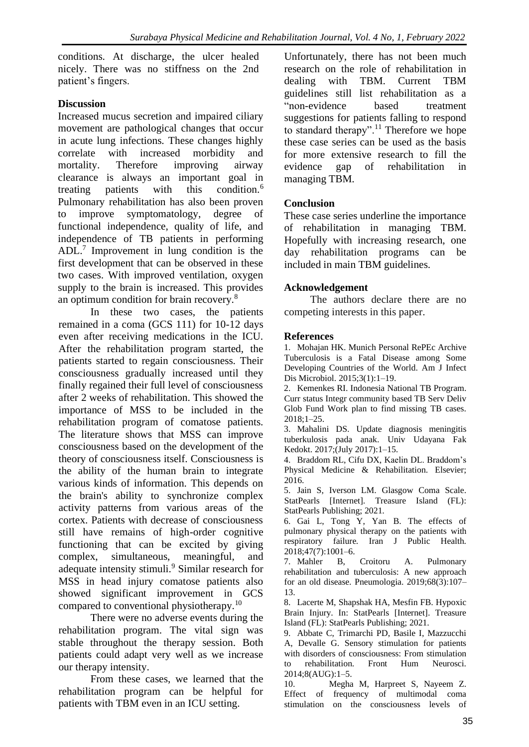conditions. At discharge, the ulcer healed nicely. There was no stiffness on the 2nd patient's fingers.

## Discussion

Increased mucus secretion and impaired ciliary movement are pathological changes that occur in acute lung infections. These changes highly correlate with increased morbidity and mortality. Therefore improving airway clearance is always an important goal in treating patients with this condition.[6] Pulmonary rehabilitation has also been proven to improve symptomatology, degree of functional independence, quality of life, and independence of TB patients in performing ADL.[7] Improvement in lung condition is the first development that can be observed in these two cases. With improved ventilation, oxygen supply to the brain is increased. This provides an optimum condition for brain recovery.[8]

In these two cases, the patients remained in a coma (GCS 111) for 10-12 days even after receiving medications in the ICU. After the rehabilitation program started, the patients started to regain consciousness. Their consciousness gradually increased until they finally regained their full level of consciousness after 2 weeks of rehabilitation. This showed the importance of MSS to be included in the rehabilitation program of comatose patients. The literature shows that MSS can improve consciousness based on the development of the theory of consciousness itself. Consciousness is the ability of the human brain to integrate various kinds of information. This depends on the brain's ability to synchronize complex activity patterns from various areas of the cortex. Patients with decrease of consciousness still have remains of high-order cognitive functioning that can be excited by giving complex, simultaneous, meaningful, and adequate intensity stimuli.[9] Similar research for MSS in head injury comatose patients also showed significant improvement in GCS compared to conventional physiotherapy.[10]

There were no adverse events during the rehabilitation program. The vital sign was stable throughout the therapy session. Both patients could adapt very well as we increase our therapy intensity.

From these cases, we learned that the rehabilitation program can be helpful for patients with TBM even in an ICU setting. Unfortunately, there has not been much research on the role of rehabilitation in dealing with TBM. Current TBM guidelines still list rehabilitation as a "non-evidence based treatment suggestions for patients falling to respond to standard therapy".[11] Therefore we hope these case series can be used as the basis for more extensive research to fill the evidence gap of rehabilitation in managing TBM.

## Conclusion

These case series underline the importance of rehabilitation in managing TBM. Hopefully with increasing research, one day rehabilitation programs can be included in main TBM guidelines.

## Acknowledgement

The authors declare there are no competing interests in this paper.

## References

1. Mohajan HK. Munich Personal RePEc Archive Tuberculosis is a Fatal Disease among Some Developing Countries of the World. Am J Infect Dis Microbiol. 2015;3(1):1–19.
2. Kemenkes RI. Indonesia National TB Program. Curr status Integr community based TB Serv Deliv Glob Fund Work plan to find missing TB cases. 2018;1–25.
3. Mahalini DS. Update diagnosis meningitis tuberkulosis pada anak. Univ Udayana Fak Kedokt. 2017;(July 2017):1–15.
4. Braddom RL, Cifu DX, Kaelin DL. Braddom's Physical Medicine & Rehabilitation. Elsevier; 2016.
5. Jain S, Iverson LM. Glasgow Coma Scale. StatPearls [Internet]. Treasure Island (FL): StatPearls Publishing; 2021.
6. Gai L, Tong Y, Yan B. The effects of pulmonary physical therapy on the patients with respiratory failure. Iran J Public Health. 2018;47(7):1001–6.
7. Mahler B, Croitoru A. Pulmonary rehabilitation and tuberculosis: A new approach for an old disease. Pneumologia. 2019;68(3):107–13.
8. Lacerte M, Shapshak HA, Mesfin FB. Hypoxic Brain Injury. In: StatPearls [Internet]. Treasure Island (FL): StatPearls Publishing; 2021.
9. Abbate C, Trimarchi PD, Basile I, Mazzucchi A, Devalle G. Sensory stimulation for patients with disorders of consciousness: From stimulation to rehabilitation. Front Hum Neurosci. 2014;8(AUG):1–5.
10. Megha M, Harpreet S, Nayeem Z. Effect of frequency of multimodal coma stimulation on the consciousness levels of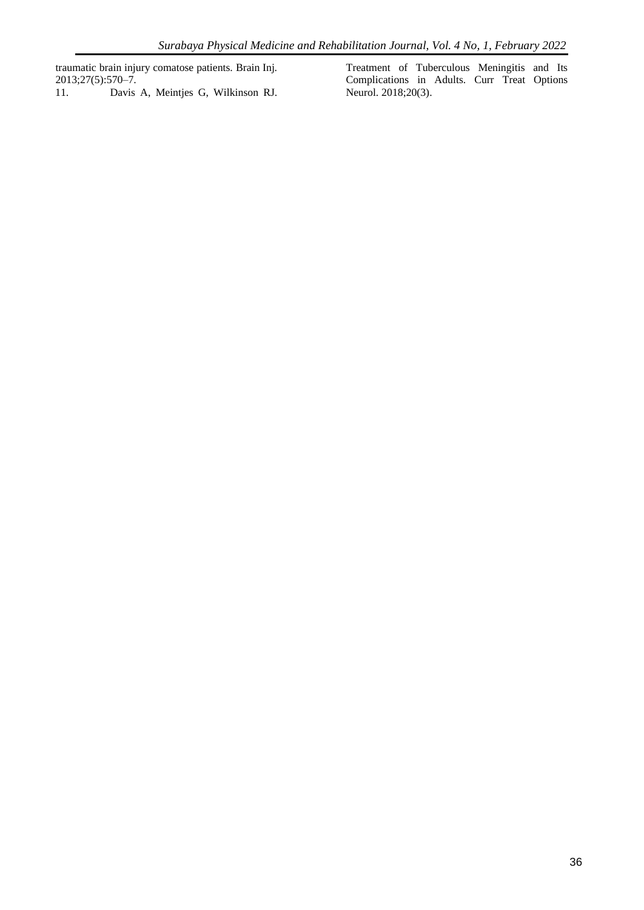traumatic brain injury comatose patients. Brain Inj. 2013;27(5):570–7.

11. Davis A, Meintjes G, Wilkinson RJ. Treatment of Tuberculous Meningitis and Its Complications in Adults. Curr Treat Options Neurol. 2018;20(3).